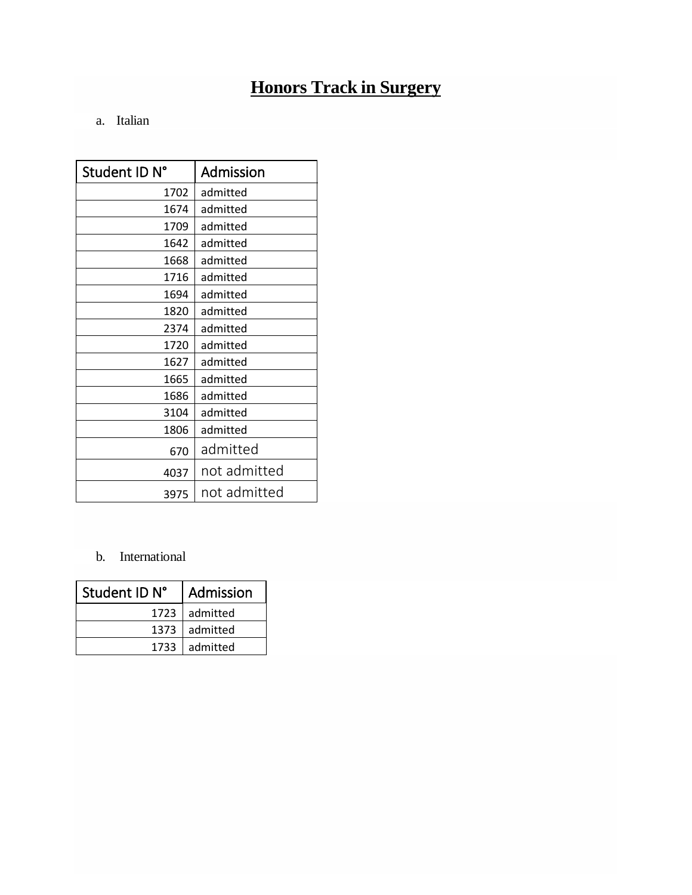# Honors Track in Surgery

a. Italian

| Student ID N° | Admission |
|---|---|
| 1702 | admitted |
| 1674 | admitted |
| 1709 | admitted |
| 1642 | admitted |
| 1668 | admitted |
| 1716 | admitted |
| 1694 | admitted |
| 1820 | admitted |
| 2374 | admitted |
| 1720 | admitted |
| 1627 | admitted |
| 1665 | admitted |
| 1686 | admitted |
| 3104 | admitted |
| 1806 | admitted |
| 670 | admitted |
| 4037 | not admitted |
| 3975 | not admitted |

b. International

| Student ID N° | Admission |
|---|---|
| 1723 | admitted |
| 1373 | admitted |
| 1733 | admitted |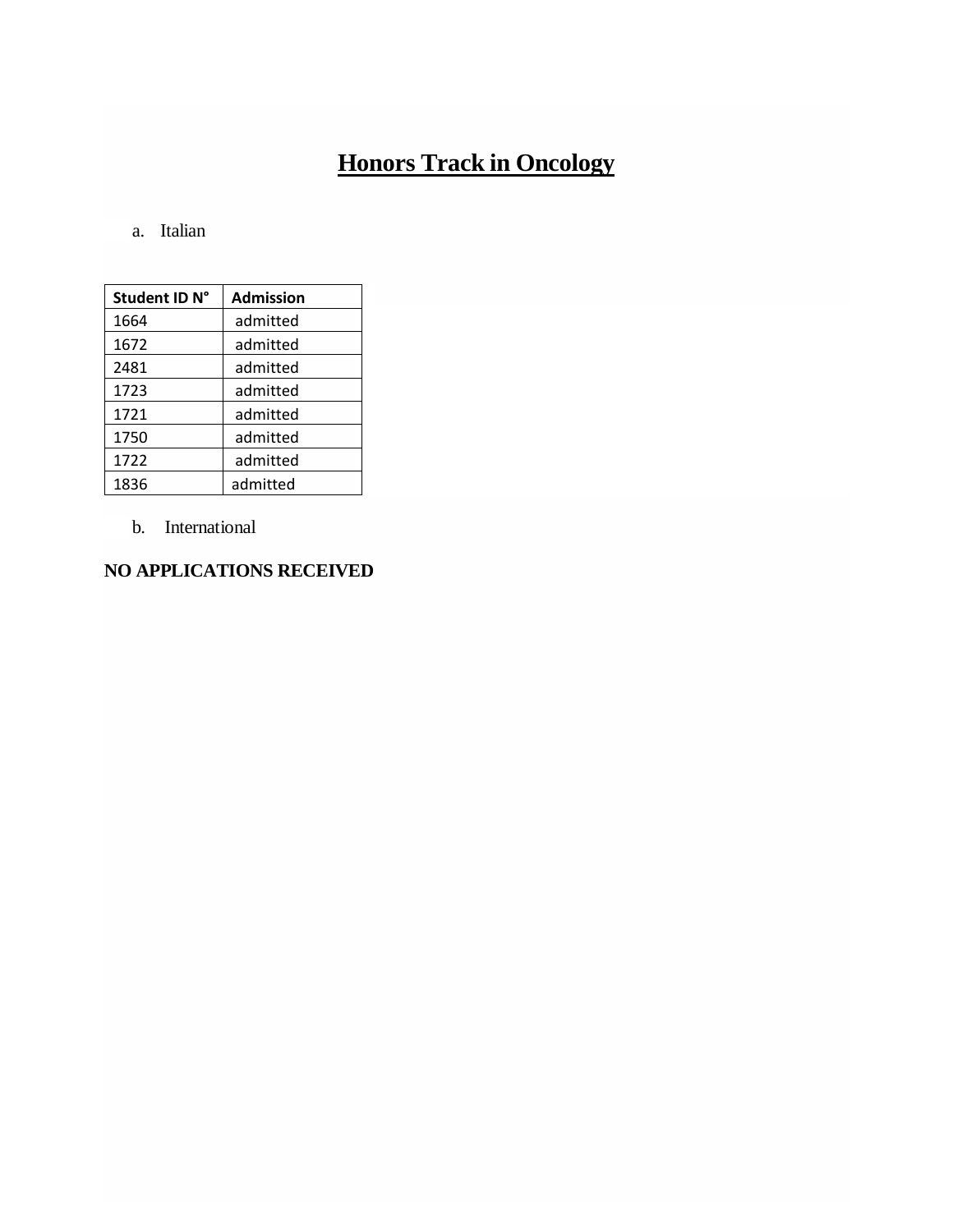# Honors Track in Oncology

a. Italian

| Student ID N° | Admission |
|---|---|
| 1664 | admitted |
| 1672 | admitted |
| 2481 | admitted |
| 1723 | admitted |
| 1721 | admitted |
| 1750 | admitted |
| 1722 | admitted |
| 1836 | admitted |

b. International

**NO APPLICATIONS RECEIVED**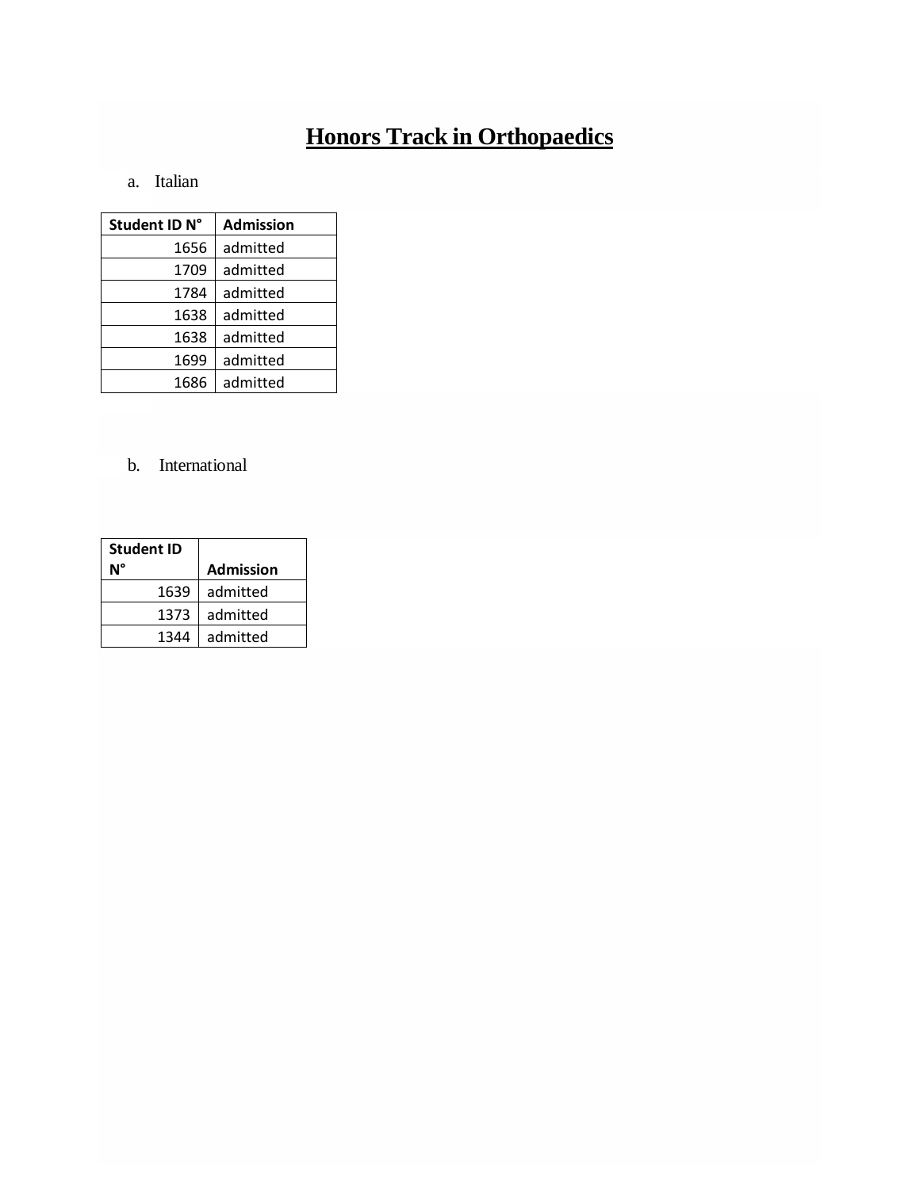# Honors Track in Orthopaedics

a. Italian

| Student ID N° | Admission |
|---|---|
| 1656 | admitted |
| 1709 | admitted |
| 1784 | admitted |
| 1638 | admitted |
| 1638 | admitted |
| 1699 | admitted |
| 1686 | admitted |

b. International

| Student ID N° | Admission |
|---|---|
| 1639 | admitted |
| 1373 | admitted |
| 1344 | admitted |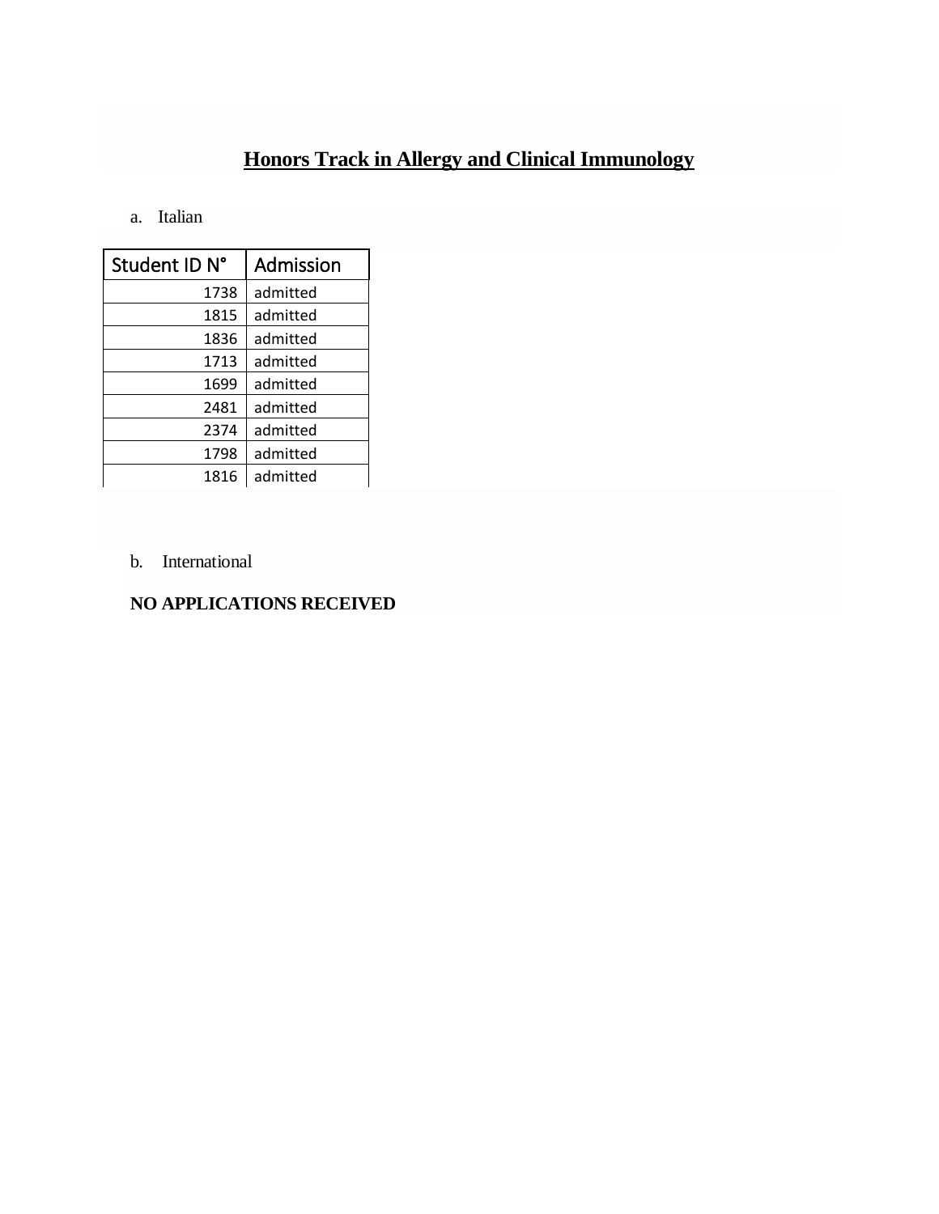# Honors Track in Allergy and Clinical Immunology

a. Italian

| Student ID N° | Admission |
|---|---|
| 1738 | admitted |
| 1815 | admitted |
| 1836 | admitted |
| 1713 | admitted |
| 1699 | admitted |
| 2481 | admitted |
| 2374 | admitted |
| 1798 | admitted |
| 1816 | admitted |

b. International

**NO APPLICATIONS RECEIVED**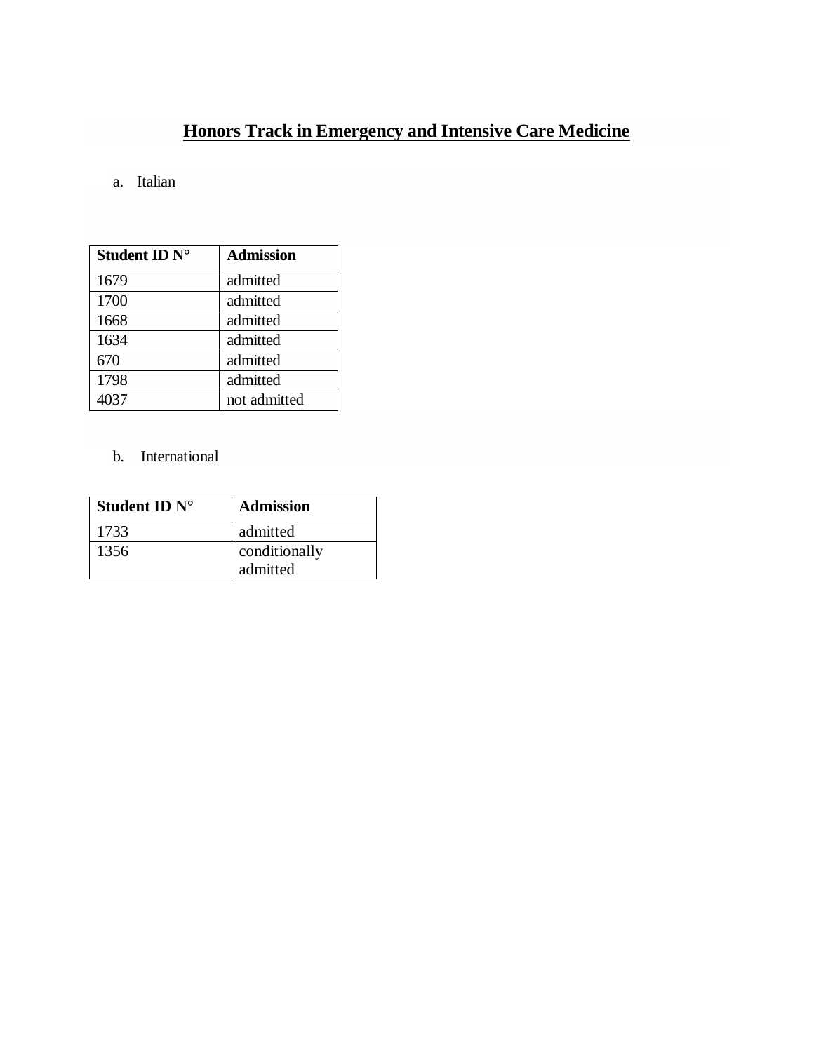# **Honors Track in Emergency and Intensive Care Medicine**

a. Italian

| **Student ID N°** | **Admission** |
|---|---|
| 1679 | admitted |
| 1700 | admitted |
| 1668 | admitted |
| 1634 | admitted |
| 670 | admitted |
| 1798 | admitted |
| 4037 | not admitted |

b. International

| **Student ID N°** | **Admission** |
|---|---|
| 1733 | admitted |
| 1356 | conditionally admitted |